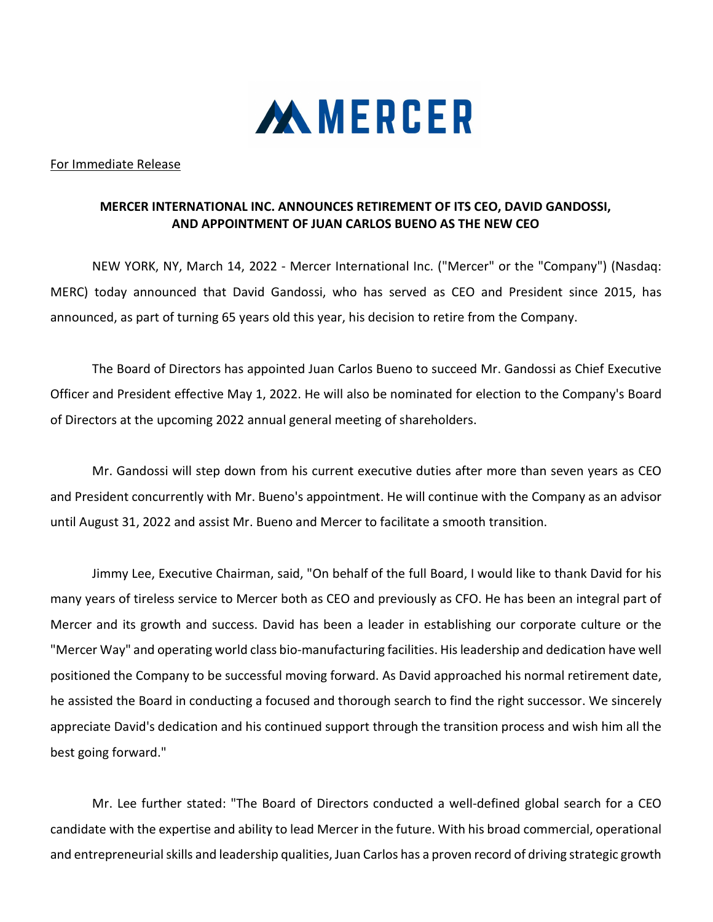MERCER

For Immediate Release

**MERCER INTERNATIONAL INC. ANNOUNCES RETIREMENT OF ITS CEO, DAVID GANDOSSI, AND APPOINTMENT OF JUAN CARLOS BUENO AS THE NEW CEO**

NEW YORK, NY, March 14, 2022 - Mercer International Inc. ("Mercer" or the "Company") (Nasdaq: MERC) today announced that David Gandossi, who has served as CEO and President since 2015, has announced, as part of turning 65 years old this year, his decision to retire from the Company.

The Board of Directors has appointed Juan Carlos Bueno to succeed Mr. Gandossi as Chief Executive Officer and President effective May 1, 2022. He will also be nominated for election to the Company's Board of Directors at the upcoming 2022 annual general meeting of shareholders.

Mr. Gandossi will step down from his current executive duties after more than seven years as CEO and President concurrently with Mr. Bueno's appointment. He will continue with the Company as an advisor until August 31, 2022 and assist Mr. Bueno and Mercer to facilitate a smooth transition.

Jimmy Lee, Executive Chairman, said, "On behalf of the full Board, I would like to thank David for his many years of tireless service to Mercer both as CEO and previously as CFO. He has been an integral part of Mercer and its growth and success. David has been a leader in establishing our corporate culture or the "Mercer Way" and operating world class bio-manufacturing facilities. His leadership and dedication have well positioned the Company to be successful moving forward. As David approached his normal retirement date, he assisted the Board in conducting a focused and thorough search to find the right successor. We sincerely appreciate David's dedication and his continued support through the transition process and wish him all the best going forward."

Mr. Lee further stated: "The Board of Directors conducted a well-defined global search for a CEO candidate with the expertise and ability to lead Mercer in the future. With his broad commercial, operational and entrepreneurial skills and leadership qualities, Juan Carlos has a proven record of driving strategic growth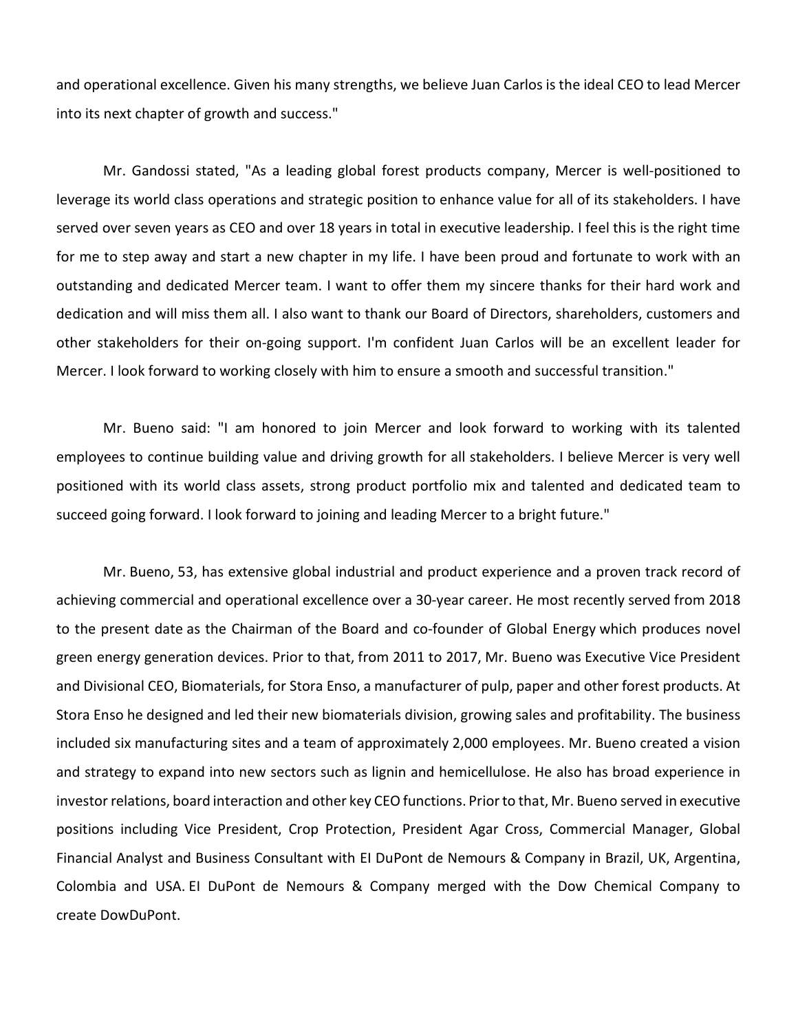and operational excellence. Given his many strengths, we believe Juan Carlos is the ideal CEO to lead Mercer into its next chapter of growth and success."

Mr. Gandossi stated, "As a leading global forest products company, Mercer is well-positioned to leverage its world class operations and strategic position to enhance value for all of its stakeholders. I have served over seven years as CEO and over 18 years in total in executive leadership. I feel this is the right time for me to step away and start a new chapter in my life. I have been proud and fortunate to work with an outstanding and dedicated Mercer team. I want to offer them my sincere thanks for their hard work and dedication and will miss them all. I also want to thank our Board of Directors, shareholders, customers and other stakeholders for their on-going support. I'm confident Juan Carlos will be an excellent leader for Mercer. I look forward to working closely with him to ensure a smooth and successful transition."

Mr. Bueno said: "I am honored to join Mercer and look forward to working with its talented employees to continue building value and driving growth for all stakeholders. I believe Mercer is very well positioned with its world class assets, strong product portfolio mix and talented and dedicated team to succeed going forward. I look forward to joining and leading Mercer to a bright future."

Mr. Bueno, 53, has extensive global industrial and product experience and a proven track record of achieving commercial and operational excellence over a 30-year career. He most recently served from 2018 to the present date as the Chairman of the Board and co-founder of Global Energy which produces novel green energy generation devices. Prior to that, from 2011 to 2017, Mr. Bueno was Executive Vice President and Divisional CEO, Biomaterials, for Stora Enso, a manufacturer of pulp, paper and other forest products. At Stora Enso he designed and led their new biomaterials division, growing sales and profitability. The business included six manufacturing sites and a team of approximately 2,000 employees. Mr. Bueno created a vision and strategy to expand into new sectors such as lignin and hemicellulose. He also has broad experience in investor relations, board interaction and other key CEO functions. Prior to that, Mr. Bueno served in executive positions including Vice President, Crop Protection, President Agar Cross, Commercial Manager, Global Financial Analyst and Business Consultant with EI DuPont de Nemours & Company in Brazil, UK, Argentina, Colombia and USA. EI DuPont de Nemours & Company merged with the Dow Chemical Company to create DowDuPont.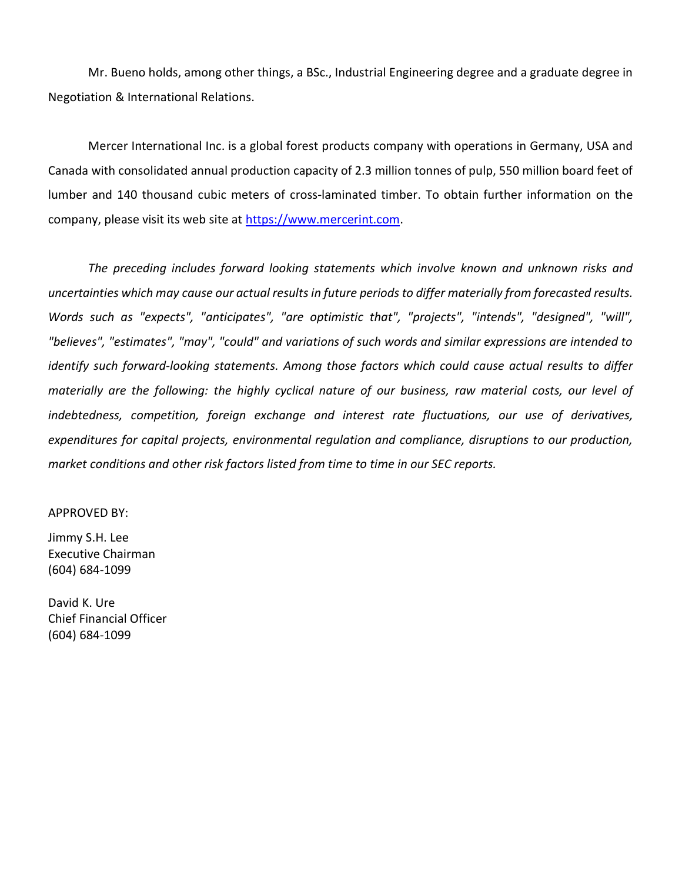Mr. Bueno holds, among other things, a BSc., Industrial Engineering degree and a graduate degree in Negotiation & International Relations.

Mercer International Inc. is a global forest products company with operations in Germany, USA and Canada with consolidated annual production capacity of 2.3 million tonnes of pulp, 550 million board feet of lumber and 140 thousand cubic meters of cross-laminated timber. To obtain further information on the company, please visit its web site at [https://www.mercerint.com](https://www.mercerint.com).

*The preceding includes forward looking statements which involve known and unknown risks and uncertainties which may cause our actual results in future periods to differ materially from forecasted results. Words such as "expects", "anticipates", "are optimistic that", "projects", "intends", "designed", "will", "believes", "estimates", "may", "could" and variations of such words and similar expressions are intended to identify such forward-looking statements. Among those factors which could cause actual results to differ materially are the following: the highly cyclical nature of our business, raw material costs, our level of indebtedness, competition, foreign exchange and interest rate fluctuations, our use of derivatives, expenditures for capital projects, environmental regulation and compliance, disruptions to our production, market conditions and other risk factors listed from time to time in our SEC reports.*

APPROVED BY:

Jimmy S.H. Lee
Executive Chairman
(604) 684-1099

David K. Ure
Chief Financial Officer
(604) 684-1099